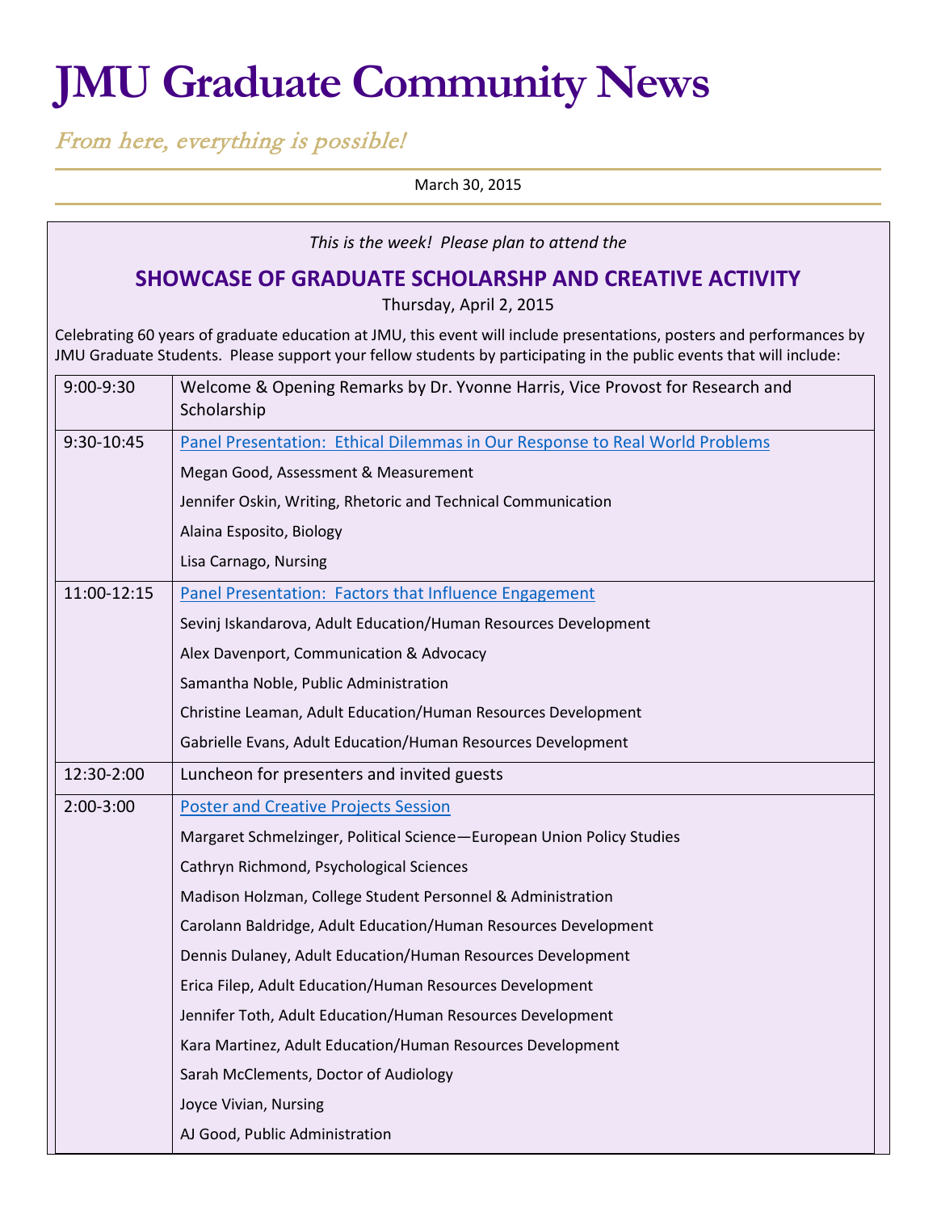# JMU Graduate Community News

*From here, everything is possible!*

March 30, 2015

*This is the week! Please plan to attend the*

## SHOWCASE OF GRADUATE SCHOLARSHP AND CREATIVE ACTIVITY

Thursday, April 2, 2015

Celebrating 60 years of graduate education at JMU, this event will include presentations, posters and performances by JMU Graduate Students. Please support your fellow students by participating in the public events that will include:

| Time | Event |
|---|---|
| 9:00-9:30 | Welcome & Opening Remarks by Dr. Yvonne Harris, Vice Provost for Research and Scholarship |
| 9:30-10:45 | Panel Presentation: Ethical Dilemmas in Our Response to Real World Problems<br>Megan Good, Assessment & Measurement<br>Jennifer Oskin, Writing, Rhetoric and Technical Communication<br>Alaina Esposito, Biology<br>Lisa Carnago, Nursing |
| 11:00-12:15 | Panel Presentation: Factors that Influence Engagement<br>Sevinj Iskandarova, Adult Education/Human Resources Development<br>Alex Davenport, Communication & Advocacy<br>Samantha Noble, Public Administration<br>Christine Leaman, Adult Education/Human Resources Development<br>Gabrielle Evans, Adult Education/Human Resources Development |
| 12:30-2:00 | Luncheon for presenters and invited guests |
| 2:00-3:00 | Poster and Creative Projects Session<br>Margaret Schmelzinger, Political Science—European Union Policy Studies<br>Cathryn Richmond, Psychological Sciences<br>Madison Holzman, College Student Personnel & Administration<br>Carolann Baldridge, Adult Education/Human Resources Development<br>Dennis Dulaney, Adult Education/Human Resources Development<br>Erica Filep, Adult Education/Human Resources Development<br>Jennifer Toth, Adult Education/Human Resources Development<br>Kara Martinez, Adult Education/Human Resources Development<br>Sarah McClements, Doctor of Audiology<br>Joyce Vivian, Nursing<br>AJ Good, Public Administration |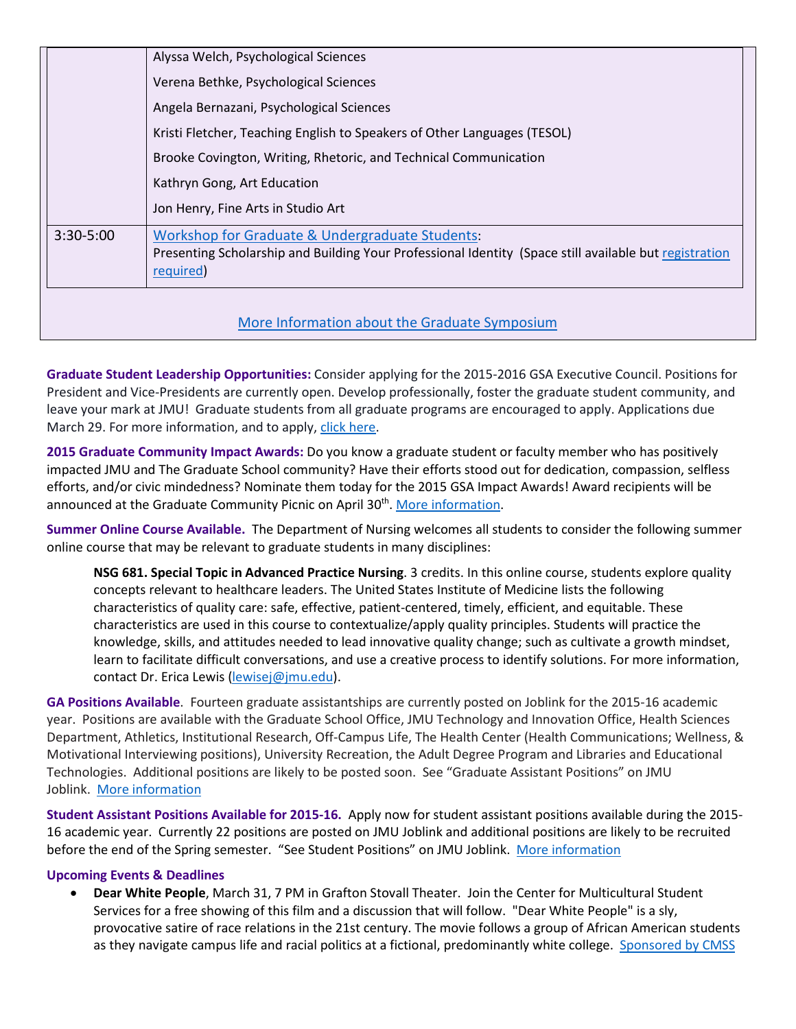| | |
|---|---|
| | Alyssa Welch, Psychological Sciences<br>Verena Bethke, Psychological Sciences<br>Angela Bernazani, Psychological Sciences<br>Kristi Fletcher, Teaching English to Speakers of Other Languages (TESOL)<br>Brooke Covington, Writing, Rhetoric, and Technical Communication<br>Kathryn Gong, Art Education<br>Jon Henry, Fine Arts in Studio Art |
| 3:30-5:00 | Workshop for Graduate & Undergraduate Students:<br>Presenting Scholarship and Building Your Professional Identity (Space still available but registration required) |

More Information about the Graduate Symposium

**Graduate Student Leadership Opportunities:** Consider applying for the 2015-2016 GSA Executive Council. Positions for President and Vice-Presidents are currently open. Develop professionally, foster the graduate student community, and leave your mark at JMU! Graduate students from all graduate programs are encouraged to apply. Applications due March 29. For more information, and to apply, click here.

**2015 Graduate Community Impact Awards:** Do you know a graduate student or faculty member who has positively impacted JMU and The Graduate School community? Have their efforts stood out for dedication, compassion, selfless efforts, and/or civic mindedness? Nominate them today for the 2015 GSA Impact Awards! Award recipients will be announced at the Graduate Community Picnic on April 30th. More information.

**Summer Online Course Available.** The Department of Nursing welcomes all students to consider the following summer online course that may be relevant to graduate students in many disciplines:

> **NSG 681. Special Topic in Advanced Practice Nursing**. 3 credits. In this online course, students explore quality concepts relevant to healthcare leaders. The United States Institute of Medicine lists the following characteristics of quality care: safe, effective, patient-centered, timely, efficient, and equitable. These characteristics are used in this course to contextualize/apply quality principles. Students will practice the knowledge, skills, and attitudes needed to lead innovative quality change; such as cultivate a growth mindset, learn to facilitate difficult conversations, and use a creative process to identify solutions. For more information, contact Dr. Erica Lewis (lewisej@jmu.edu).

**GA Positions Available**. Fourteen graduate assistantships are currently posted on Joblink for the 2015-16 academic year. Positions are available with the Graduate School Office, JMU Technology and Innovation Office, Health Sciences Department, Athletics, Institutional Research, Off-Campus Life, The Health Center (Health Communications; Wellness, & Motivational Interviewing positions), University Recreation, the Adult Degree Program and Libraries and Educational Technologies. Additional positions are likely to be posted soon. See "Graduate Assistant Positions" on JMU Joblink. More information

**Student Assistant Positions Available for 2015-16.** Apply now for student assistant positions available during the 2015-16 academic year. Currently 22 positions are posted on JMU Joblink and additional positions are likely to be recruited before the end of the Spring semester. "See Student Positions" on JMU Joblink. More information

**Upcoming Events & Deadlines**

- **Dear White People**, March 31, 7 PM in Grafton Stovall Theater. Join the Center for Multicultural Student Services for a free showing of this film and a discussion that will follow. "Dear White People" is a sly, provocative satire of race relations in the 21st century. The movie follows a group of African American students as they navigate campus life and racial politics at a fictional, predominantly white college. Sponsored by CMSS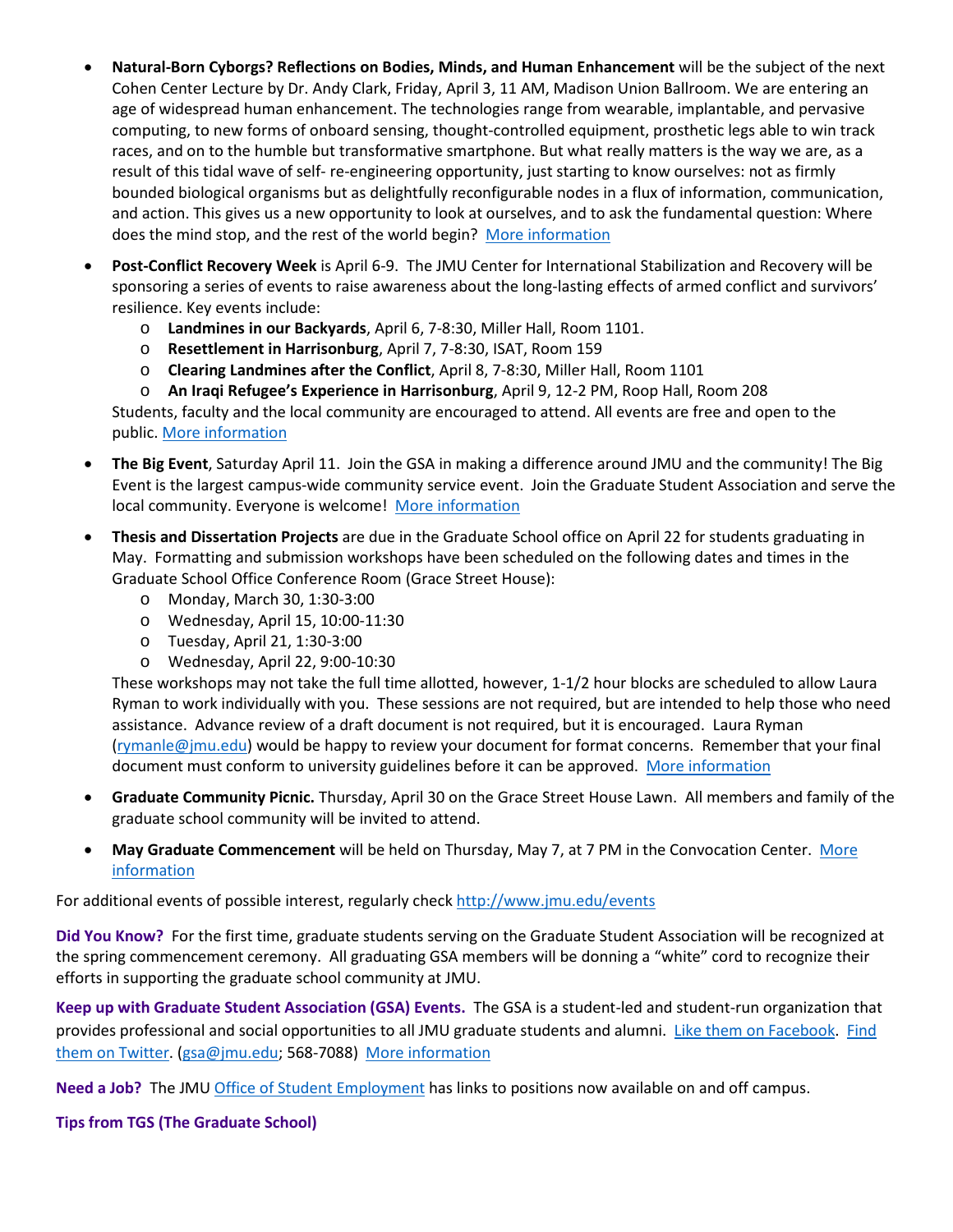- **Natural-Born Cyborgs? Reflections on Bodies, Minds, and Human Enhancement** will be the subject of the next Cohen Center Lecture by Dr. Andy Clark, Friday, April 3, 11 AM, Madison Union Ballroom. We are entering an age of widespread human enhancement. The technologies range from wearable, implantable, and pervasive computing, to new forms of onboard sensing, thought-controlled equipment, prosthetic legs able to win track races, and on to the humble but transformative smartphone. But what really matters is the way we are, as a result of this tidal wave of self- re-engineering opportunity, just starting to know ourselves: not as firmly bounded biological organisms but as delightfully reconfigurable nodes in a flux of information, communication, and action. This gives us a new opportunity to look at ourselves, and to ask the fundamental question: Where does the mind stop, and the rest of the world begin? More information

- **Post-Conflict Recovery Week** is April 6-9. The JMU Center for International Stabilization and Recovery will be sponsoring a series of events to raise awareness about the long-lasting effects of armed conflict and survivors' resilience. Key events include:
  - **Landmines in our Backyards**, April 6, 7-8:30, Miller Hall, Room 1101.
  - **Resettlement in Harrisonburg**, April 7, 7-8:30, ISAT, Room 159
  - **Clearing Landmines after the Conflict**, April 8, 7-8:30, Miller Hall, Room 1101
  - **An Iraqi Refugee's Experience in Harrisonburg**, April 9, 12-2 PM, Roop Hall, Room 208

  Students, faculty and the local community are encouraged to attend. All events are free and open to the public. More information

- **The Big Event**, Saturday April 11. Join the GSA in making a difference around JMU and the community! The Big Event is the largest campus-wide community service event. Join the Graduate Student Association and serve the local community. Everyone is welcome! More information

- **Thesis and Dissertation Projects** are due in the Graduate School office on April 22 for students graduating in May. Formatting and submission workshops have been scheduled on the following dates and times in the Graduate School Office Conference Room (Grace Street House):
  - Monday, March 30, 1:30-3:00
  - Wednesday, April 15, 10:00-11:30
  - Tuesday, April 21, 1:30-3:00
  - Wednesday, April 22, 9:00-10:30

  These workshops may not take the full time allotted, however, 1-1/2 hour blocks are scheduled to allow Laura Ryman to work individually with you. These sessions are not required, but are intended to help those who need assistance. Advance review of a draft document is not required, but it is encouraged. Laura Ryman (rymanle@jmu.edu) would be happy to review your document for format concerns. Remember that your final document must conform to university guidelines before it can be approved. More information

- **Graduate Community Picnic.** Thursday, April 30 on the Grace Street House Lawn. All members and family of the graduate school community will be invited to attend.

- **May Graduate Commencement** will be held on Thursday, May 7, at 7 PM in the Convocation Center. More information

For additional events of possible interest, regularly check http://www.jmu.edu/events

**Did You Know?** For the first time, graduate students serving on the Graduate Student Association will be recognized at the spring commencement ceremony. All graduating GSA members will be donning a "white" cord to recognize their efforts in supporting the graduate school community at JMU.

**Keep up with Graduate Student Association (GSA) Events.** The GSA is a student-led and student-run organization that provides professional and social opportunities to all JMU graduate students and alumni. Like them on Facebook. Find them on Twitter. (gsa@jmu.edu; 568-7088) More information

**Need a Job?** The JMU Office of Student Employment has links to positions now available on and off campus.

**Tips from TGS (The Graduate School)**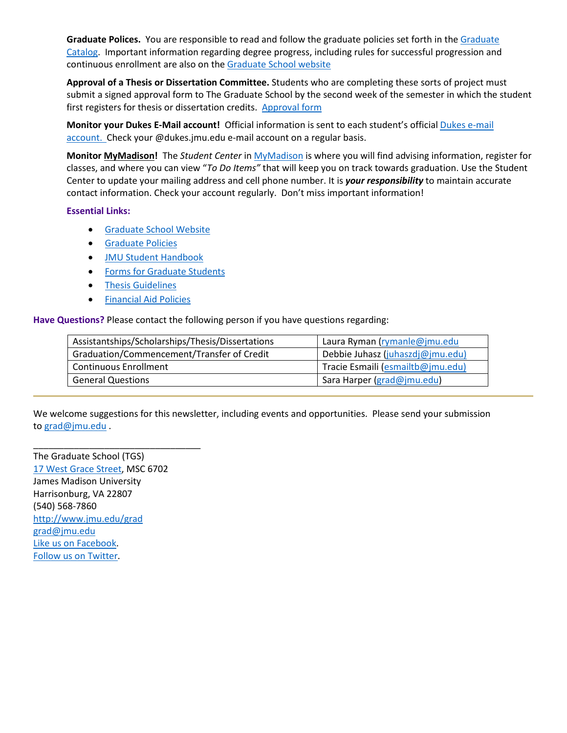**Graduate Polices.** You are responsible to read and follow the graduate policies set forth in the Graduate Catalog. Important information regarding degree progress, including rules for successful progression and continuous enrollment are also on the Graduate School website

**Approval of a Thesis or Dissertation Committee.** Students who are completing these sorts of project must submit a signed approval form to The Graduate School by the second week of the semester in which the student first registers for thesis or dissertation credits. Approval form

**Monitor your Dukes E-Mail account!** Official information is sent to each student's official Dukes e-mail account. Check your @dukes.jmu.edu e-mail account on a regular basis.

**Monitor MyMadison!** The *Student Center* in MyMadison is where you will find advising information, register for classes, and where you can view "*To Do Items"* that will keep you on track towards graduation. Use the Student Center to update your mailing address and cell phone number. It is ***your responsibility*** to maintain accurate contact information. Check your account regularly. Don't miss important information!

**Essential Links:**

- Graduate School Website
- Graduate Policies
- JMU Student Handbook
- Forms for Graduate Students
- Thesis Guidelines
- Financial Aid Policies

**Have Questions?** Please contact the following person if you have questions regarding:

| | |
|---|---|
| Assistantships/Scholarships/Thesis/Dissertations | Laura Ryman (rymanle@jmu.edu |
| Graduation/Commencement/Transfer of Credit | Debbie Juhasz (juhaszdj@jmu.edu) |
| Continuous Enrollment | Tracie Esmaili (esmailtb@jmu.edu) |
| General Questions | Sara Harper (grad@jmu.edu) |

---

We welcome suggestions for this newsletter, including events and opportunities. Please send your submission to grad@jmu.edu .

\_\_\_\_\_\_\_\_\_\_\_\_\_\_\_\_\_\_\_\_\_\_\_\_\_\_\_\_\_\_\_\_\_

The Graduate School (TGS)
17 West Grace Street, MSC 6702
James Madison University
Harrisonburg, VA 22807
(540) 568-7860
http://www.jmu.edu/grad
grad@jmu.edu
Like us on Facebook.
Follow us on Twitter.